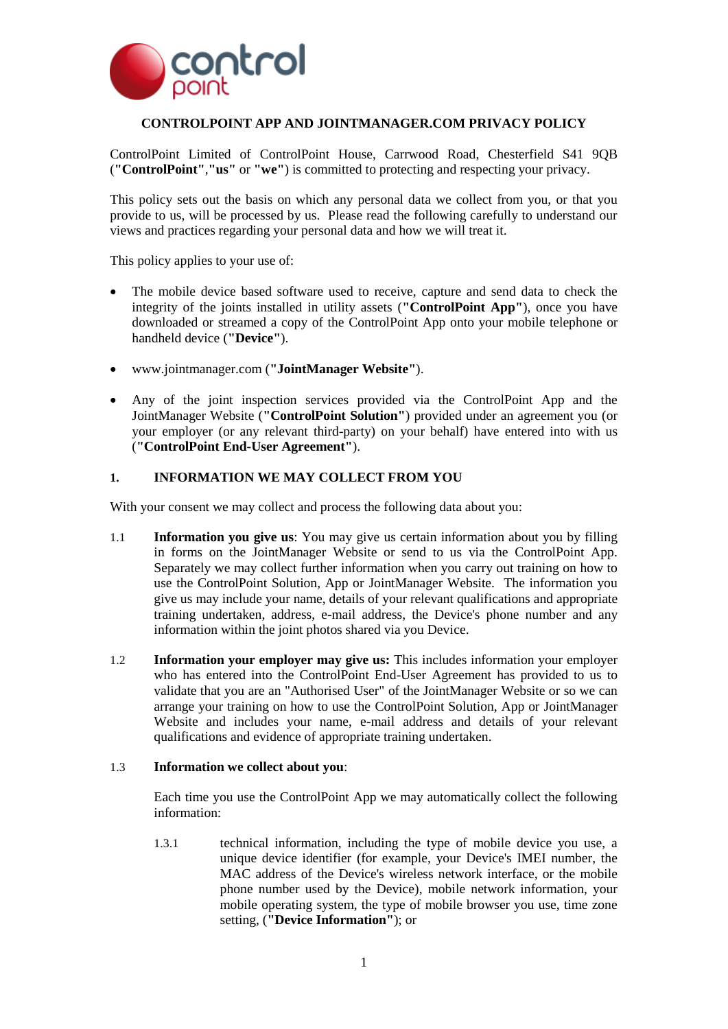# CONTROLPOINT APP AND JOINTMANAGER.COM PRIVACY POLICY

ControlPoint Limited of ControlPoint House, Carrwood Road, Chesterfield S41 9QB (**"ControlPoint"**,**"us"** or **"we"**) is committed to protecting and respecting your privacy.

This policy sets out the basis on which any personal data we collect from you, or that you provide to us, will be processed by us. Please read the following carefully to understand our views and practices regarding your personal data and how we will treat it.

This policy applies to your use of:

- The mobile device based software used to receive, capture and send data to check the integrity of the joints installed in utility assets (**"ControlPoint App"**), once you have downloaded or streamed a copy of the ControlPoint App onto your mobile telephone or handheld device (**"Device"**).
- www.jointmanager.com (**"JointManager Website"**).
- Any of the joint inspection services provided via the ControlPoint App and the JointManager Website (**"ControlPoint Solution"**) provided under an agreement you (or your employer (or any relevant third-party) on your behalf) have entered into with us (**"ControlPoint End-User Agreement"**).

## 1. INFORMATION WE MAY COLLECT FROM YOU

With your consent we may collect and process the following data about you:

1.1 **Information you give us**: You may give us certain information about you by filling in forms on the JointManager Website or send to us via the ControlPoint App. Separately we may collect further information when you carry out training on how to use the ControlPoint Solution, App or JointManager Website. The information you give us may include your name, details of your relevant qualifications and appropriate training undertaken, address, e-mail address, the Device's phone number and any information within the joint photos shared via you Device.

1.2 **Information your employer may give us:** This includes information your employer who has entered into the ControlPoint End-User Agreement has provided to us to validate that you are an "Authorised User" of the JointManager Website or so we can arrange your training on how to use the ControlPoint Solution, App or JointManager Website and includes your name, e-mail address and details of your relevant qualifications and evidence of appropriate training undertaken.

1.3 **Information we collect about you**:

Each time you use the ControlPoint App we may automatically collect the following information:

1.3.1 technical information, including the type of mobile device you use, a unique device identifier (for example, your Device's IMEI number, the MAC address of the Device's wireless network interface, or the mobile phone number used by the Device), mobile network information, your mobile operating system, the type of mobile browser you use, time zone setting, (**"Device Information"**); or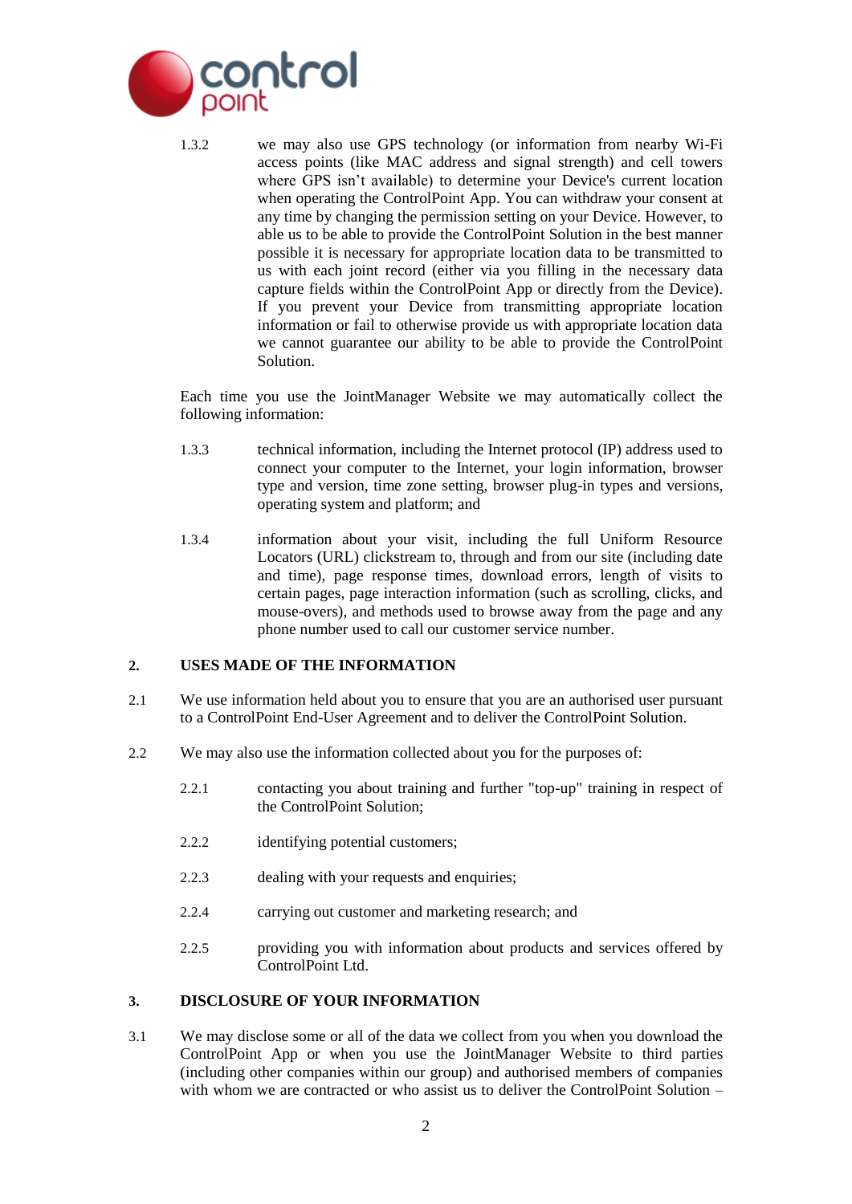1.3.2 we may also use GPS technology (or information from nearby Wi-Fi access points (like MAC address and signal strength) and cell towers where GPS isn't available) to determine your Device's current location when operating the ControlPoint App. You can withdraw your consent at any time by changing the permission setting on your Device. However, to able us to be able to provide the ControlPoint Solution in the best manner possible it is necessary for appropriate location data to be transmitted to us with each joint record (either via you filling in the necessary data capture fields within the ControlPoint App or directly from the Device). If you prevent your Device from transmitting appropriate location information or fail to otherwise provide us with appropriate location data we cannot guarantee our ability to be able to provide the ControlPoint Solution.

Each time you use the JointManager Website we may automatically collect the following information:

1.3.3 technical information, including the Internet protocol (IP) address used to connect your computer to the Internet, your login information, browser type and version, time zone setting, browser plug-in types and versions, operating system and platform; and

1.3.4 information about your visit, including the full Uniform Resource Locators (URL) clickstream to, through and from our site (including date and time), page response times, download errors, length of visits to certain pages, page interaction information (such as scrolling, clicks, and mouse-overs), and methods used to browse away from the page and any phone number used to call our customer service number.

## 2. USES MADE OF THE INFORMATION

2.1 We use information held about you to ensure that you are an authorised user pursuant to a ControlPoint End-User Agreement and to deliver the ControlPoint Solution.

2.2 We may also use the information collected about you for the purposes of:

2.2.1 contacting you about training and further "top-up" training in respect of the ControlPoint Solution;

2.2.2 identifying potential customers;

2.2.3 dealing with your requests and enquiries;

2.2.4 carrying out customer and marketing research; and

2.2.5 providing you with information about products and services offered by ControlPoint Ltd.

## 3. DISCLOSURE OF YOUR INFORMATION

3.1 We may disclose some or all of the data we collect from you when you download the ControlPoint App or when you use the JointManager Website to third parties (including other companies within our group) and authorised members of companies with whom we are contracted or who assist us to deliver the ControlPoint Solution –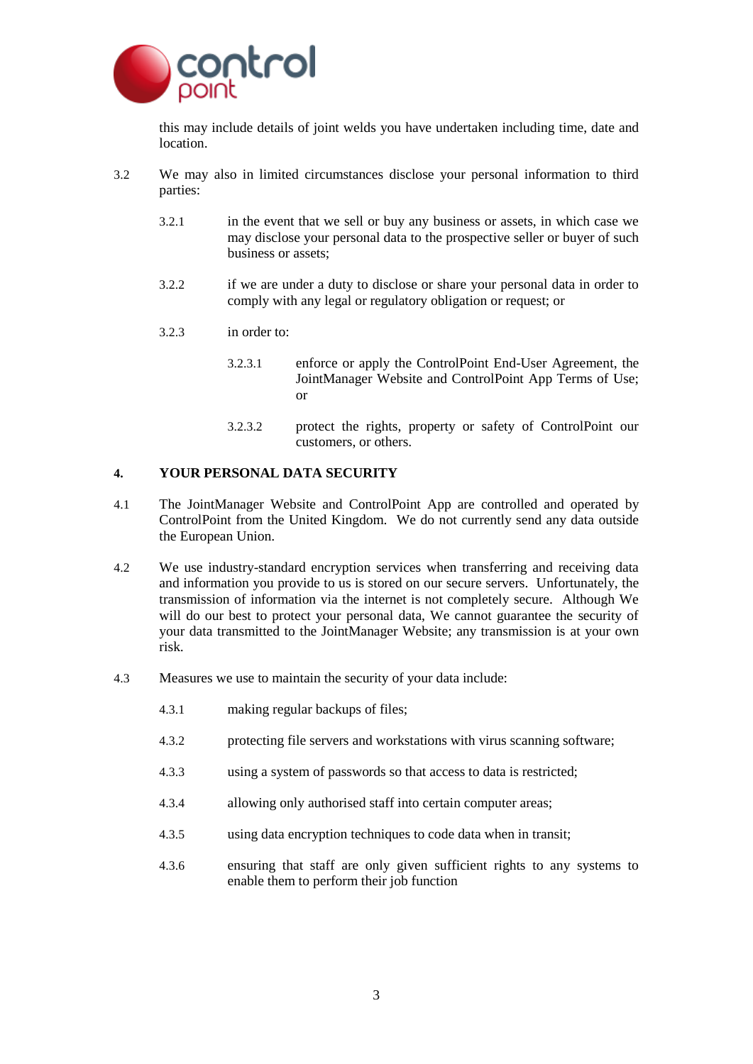this may include details of joint welds you have undertaken including time, date and location.

3.2 We may also in limited circumstances disclose your personal information to third parties:

3.2.1 in the event that we sell or buy any business or assets, in which case we may disclose your personal data to the prospective seller or buyer of such business or assets;

3.2.2 if we are under a duty to disclose or share your personal data in order to comply with any legal or regulatory obligation or request; or

3.2.3 in order to:

3.2.3.1 enforce or apply the ControlPoint End-User Agreement, the JointManager Website and ControlPoint App Terms of Use; or

3.2.3.2 protect the rights, property or safety of ControlPoint our customers, or others.

## 4. YOUR PERSONAL DATA SECURITY

4.1 The JointManager Website and ControlPoint App are controlled and operated by ControlPoint from the United Kingdom. We do not currently send any data outside the European Union.

4.2 We use industry-standard encryption services when transferring and receiving data and information you provide to us is stored on our secure servers. Unfortunately, the transmission of information via the internet is not completely secure. Although We will do our best to protect your personal data, We cannot guarantee the security of your data transmitted to the JointManager Website; any transmission is at your own risk.

4.3 Measures we use to maintain the security of your data include:

4.3.1 making regular backups of files;

4.3.2 protecting file servers and workstations with virus scanning software;

4.3.3 using a system of passwords so that access to data is restricted;

4.3.4 allowing only authorised staff into certain computer areas;

4.3.5 using data encryption techniques to code data when in transit;

4.3.6 ensuring that staff are only given sufficient rights to any systems to enable them to perform their job function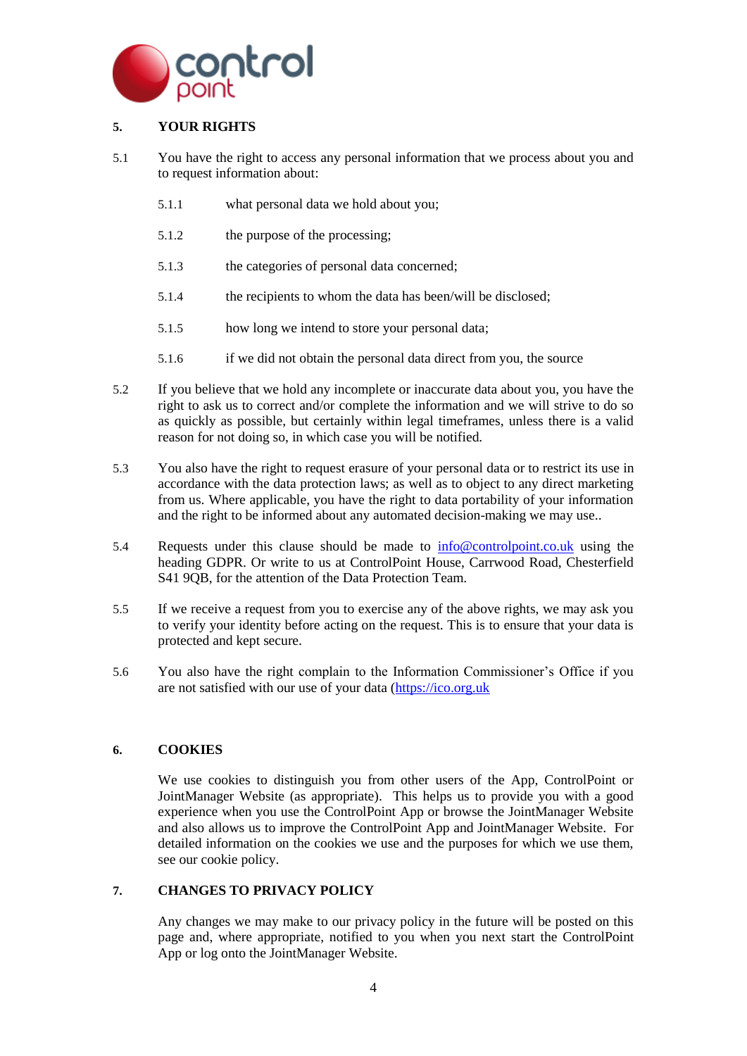## 5. YOUR RIGHTS

5.1 You have the right to access any personal information that we process about you and to request information about:

- 5.1.1 what personal data we hold about you;
- 5.1.2 the purpose of the processing;
- 5.1.3 the categories of personal data concerned;
- 5.1.4 the recipients to whom the data has been/will be disclosed;
- 5.1.5 how long we intend to store your personal data;
- 5.1.6 if we did not obtain the personal data direct from you, the source

5.2 If you believe that we hold any incomplete or inaccurate data about you, you have the right to ask us to correct and/or complete the information and we will strive to do so as quickly as possible, but certainly within legal timeframes, unless there is a valid reason for not doing so, in which case you will be notified.

5.3 You also have the right to request erasure of your personal data or to restrict its use in accordance with the data protection laws; as well as to object to any direct marketing from us. Where applicable, you have the right to data portability of your information and the right to be informed about any automated decision-making we may use..

5.4 Requests under this clause should be made to info@controlpoint.co.uk using the heading GDPR. Or write to us at ControlPoint House, Carrwood Road, Chesterfield S41 9QB, for the attention of the Data Protection Team.

5.5 If we receive a request from you to exercise any of the above rights, we may ask you to verify your identity before acting on the request. This is to ensure that your data is protected and kept secure.

5.6 You also have the right complain to the Information Commissioner's Office if you are not satisfied with our use of your data (https://ico.org.uk

## 6. COOKIES

We use cookies to distinguish you from other users of the App, ControlPoint or JointManager Website (as appropriate). This helps us to provide you with a good experience when you use the ControlPoint App or browse the JointManager Website and also allows us to improve the ControlPoint App and JointManager Website. For detailed information on the cookies we use and the purposes for which we use them, see our cookie policy.

## 7. CHANGES TO PRIVACY POLICY

Any changes we may make to our privacy policy in the future will be posted on this page and, where appropriate, notified to you when you next start the ControlPoint App or log onto the JointManager Website.